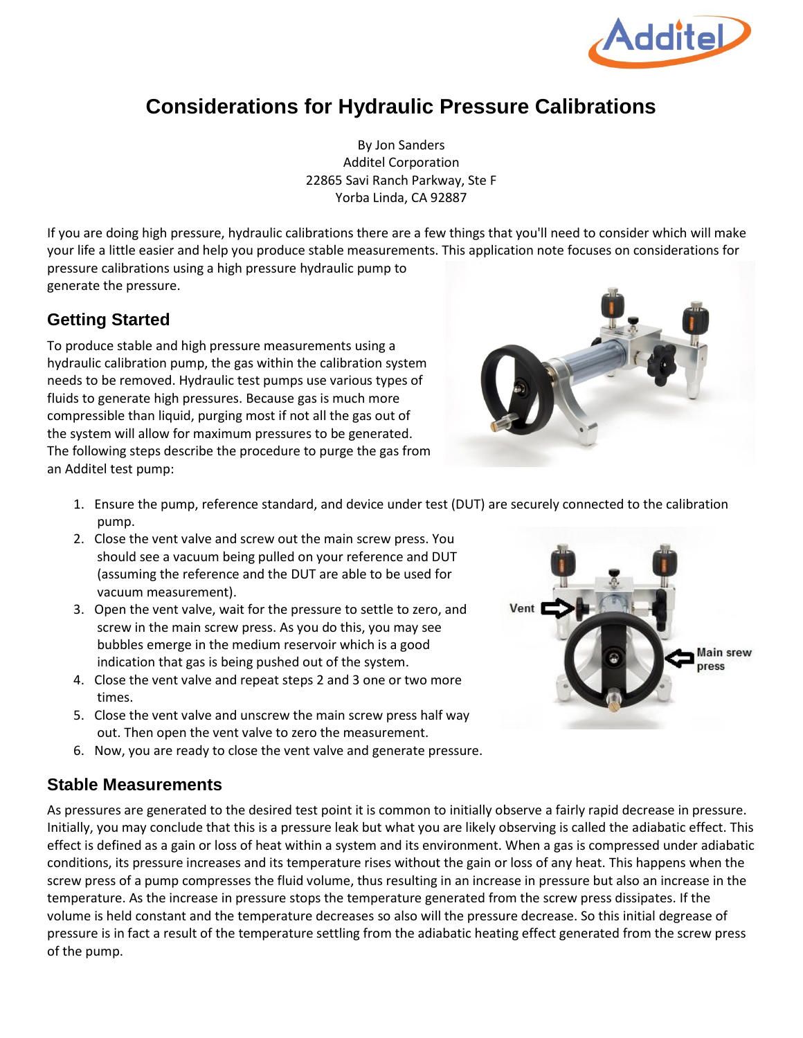# Considerations for Hydraulic Pressure Calibrations

By Jon Sanders
Additel Corporation
22865 Savi Ranch Parkway, Ste F
Yorba Linda, CA 92887

If you are doing high pressure, hydraulic calibrations there are a few things that you'll need to consider which will make your life a little easier and help you produce stable measurements. This application note focuses on considerations for pressure calibrations using a high pressure hydraulic pump to generate the pressure.

## Getting Started

To produce stable and high pressure measurements using a hydraulic calibration pump, the gas within the calibration system needs to be removed. Hydraulic test pumps use various types of fluids to generate high pressures. Because gas is much more compressible than liquid, purging most if not all the gas out of the system will allow for maximum pressures to be generated. The following steps describe the procedure to purge the gas from an Additel test pump:

1. Ensure the pump, reference standard, and device under test (DUT) are securely connected to the calibration pump.
2. Close the vent valve and screw out the main screw press. You should see a vacuum being pulled on your reference and DUT (assuming the reference and the DUT are able to be used for vacuum measurement).
3. Open the vent valve, wait for the pressure to settle to zero, and screw in the main screw press. As you do this, you may see bubbles emerge in the medium reservoir which is a good indication that gas is being pushed out of the system.
4. Close the vent valve and repeat steps 2 and 3 one or two more times.
5. Close the vent valve and unscrew the main screw press half way out. Then open the vent valve to zero the measurement.
6. Now, you are ready to close the vent valve and generate pressure.

Vent

Main srew press

## Stable Measurements

As pressures are generated to the desired test point it is common to initially observe a fairly rapid decrease in pressure. Initially, you may conclude that this is a pressure leak but what you are likely observing is called the adiabatic effect. This effect is defined as a gain or loss of heat within a system and its environment. When a gas is compressed under adiabatic conditions, its pressure increases and its temperature rises without the gain or loss of any heat. This happens when the screw press of a pump compresses the fluid volume, thus resulting in an increase in pressure but also an increase in the temperature. As the increase in pressure stops the temperature generated from the screw press dissipates. If the volume is held constant and the temperature decreases so also will the pressure decrease. So this initial degrease of pressure is in fact a result of the temperature settling from the adiabatic heating effect generated from the screw press of the pump.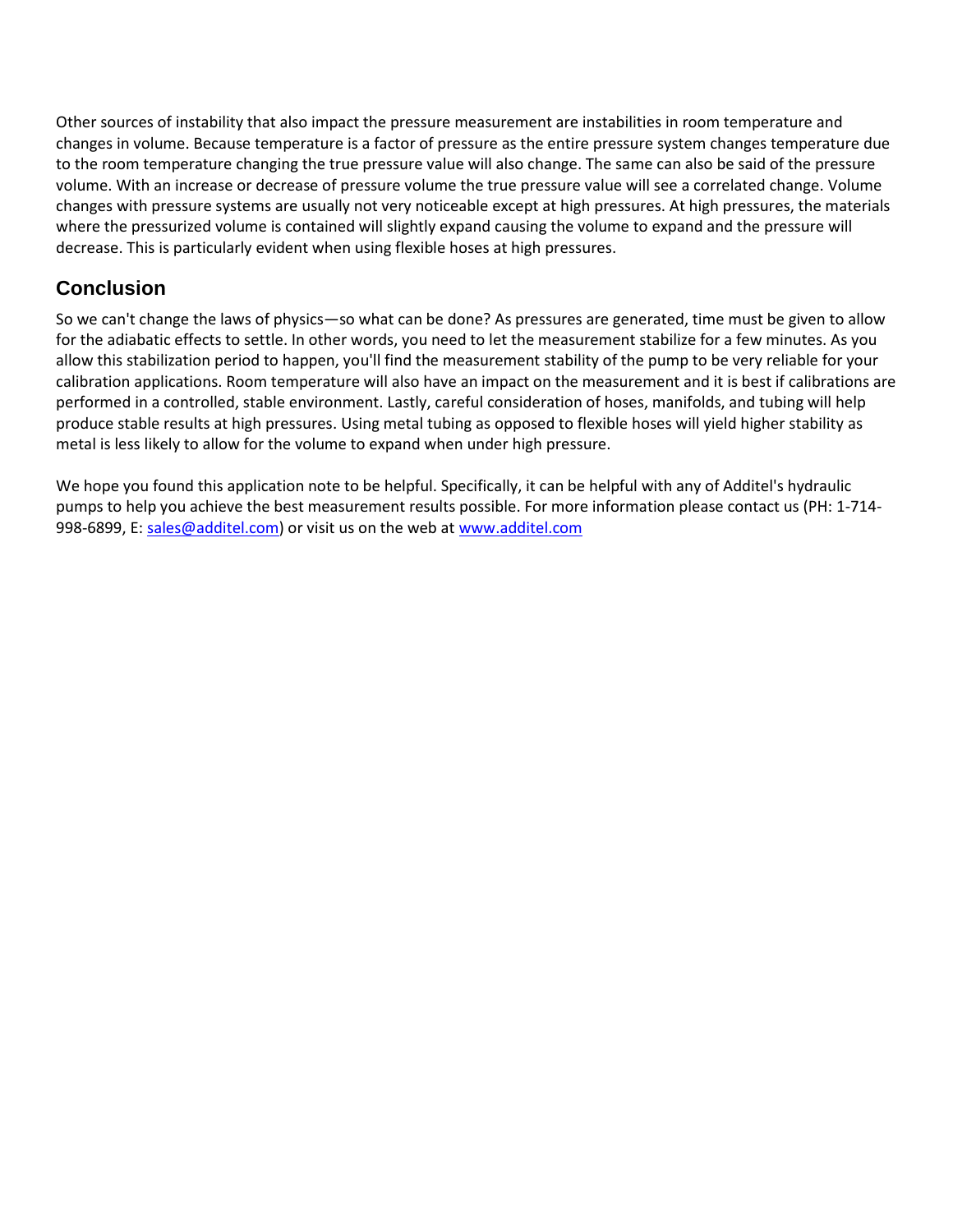Other sources of instability that also impact the pressure measurement are instabilities in room temperature and changes in volume. Because temperature is a factor of pressure as the entire pressure system changes temperature due to the room temperature changing the true pressure value will also change. The same can also be said of the pressure volume. With an increase or decrease of pressure volume the true pressure value will see a correlated change. Volume changes with pressure systems are usually not very noticeable except at high pressures. At high pressures, the materials where the pressurized volume is contained will slightly expand causing the volume to expand and the pressure will decrease. This is particularly evident when using flexible hoses at high pressures.

## Conclusion

So we can't change the laws of physics—so what can be done? As pressures are generated, time must be given to allow for the adiabatic effects to settle. In other words, you need to let the measurement stabilize for a few minutes. As you allow this stabilization period to happen, you'll find the measurement stability of the pump to be very reliable for your calibration applications. Room temperature will also have an impact on the measurement and it is best if calibrations are performed in a controlled, stable environment. Lastly, careful consideration of hoses, manifolds, and tubing will help produce stable results at high pressures. Using metal tubing as opposed to flexible hoses will yield higher stability as metal is less likely to allow for the volume to expand when under high pressure.

We hope you found this application note to be helpful. Specifically, it can be helpful with any of Additel's hydraulic pumps to help you achieve the best measurement results possible. For more information please contact us (PH: 1-714-998-6899, E: [sales@additel.com](mailto:sales@additel.com)) or visit us on the web at [www.additel.com](http://www.additel.com)